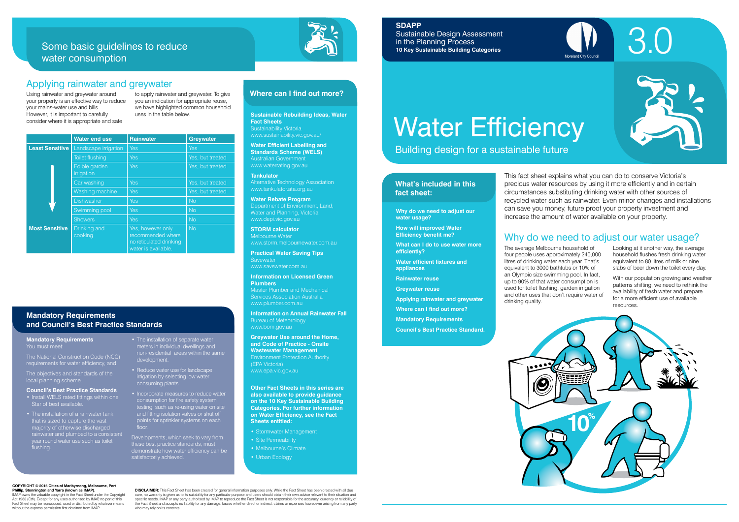# SDAPP
Sustainable Design Assessment in the Planning Process
**10 Key Sustainable Building Categories**

3.0

# Water Efficiency

Building design for a sustainable future

## What's included in this fact sheet:

- **Why do we need to adjust our water usage?**
- **How will improved Water Efficiency benefit me?**
- **What can I do to use water more efficiently?**
- **Water efficient fixtures and appliances**
- **Rainwater reuse**
- **Greywater reuse**
- **Applying rainwater and greywater**
- **Where can I find out more?**
- **Mandatory Requirements**
- **Council's Best Practice Standard.**

This fact sheet explains what you can do to conserve Victoria's precious water resources by using it more efficiently and in certain circumstances substituting drinking water with other sources of recycled water such as rainwater. Even minor changes and installations can save you money, future proof your property investment and increase the amount of water available on your property.

## Why do we need to adjust our water usage?

The average Melbourne household of four people uses approximately 240,000 litres of drinking water each year. That's equivalent to 3000 bathtubs or 10% of an Olympic size swimming pool. In fact, up to 90% of that water consumption is used for toilet flushing, garden irrigation and other uses that don't require water of drinking quality.

Looking at it another way, the average household flushes fresh drinking water equivalent to 80 litres of milk or nine slabs of beer down the toilet every day.

With our population growing and weather patterns shifting, we need to rethink the availability of fresh water and prepare for a more efficient use of available resources.

## Some basic guidelines to reduce water consumption

### Applying rainwater and greywater

Using rainwater and greywater around your property is an effective way to reduce your mains-water use and bills. However, it is important to carefully consider where it is appropriate and safe to apply rainwater and greywater. To give you an indication for appropriate reuse, we have highlighted common household uses in the table below.

| | Water end use | Rainwater | Greywater |
|---|---|---|---|
| **Least Sensitive** | Landscape irrigation | Yes | Yes |
| | Toilet flushing | Yes | Yes, but treated |
| | Edible garden irrigation | Yes | Yes, but treated |
| | Car washing | Yes | Yes, but treated |
| | Washing machine | Yes | Yes, but treated |
| | Dishwasher | Yes | No |
| | Swimming pool | Yes | No |
| | Showers | Yes | No |
| **Most Sensitive** | Drinking and cooking | Yes, however only recommended where no reticulated drinking water is available. | No |

## Mandatory Requirements and Council's Best Practice Standards

**Mandatory Requirements**
You must meet:

The National Construction Code (NCC) requirements for water efficiency, and;

The objectives and standards of the local planning scheme.

**Council's Best Practice Standards**

- Install WELS rated fittings within one Star of best available.
- The installation of a rainwater tank that is sized to capture the vast majority of otherwise discharged rainwater and plumbed to a consistent year round water use such as toilet flushing.
- The installation of separate water meters in individual dwellings and non-residential areas within the same development.
- Reduce water use for landscape irrigation by selecting low water consuming plants.
- Incorporate measures to reduce water consumption for fire safety system testing, such as re-using water on site and fitting isolation valves or shut off points for sprinkler systems on each floor.

Developments, which seek to vary from these best practice standards, must demonstrate how water efficiency can be satisfactorily achieved.

## Where can I find out more?

**Sustainable Rebuilding Ideas, Water Fact Sheets**
Sustainability Victoria
www.sustainability.vic.gov.au/

**Water Efficient Labelling and Standards Scheme (WELS)**
Australian Government
www.waterrating.gov.au

**Tankulator**
Alternative Technology Association
www.tankulator.ata.org.au

**Water Rebate Program**
Department of Environment, Land, Water and Planning, Victoria
www.depi.vic.gov.au

**STORM calculator**
Melbourne Water
www.storm.melbournewater.com.au

**Practical Water Saving Tips**
Savewater
www.savewater.com.au

**Information on Licensed Green Plumbers**
Master Plumber and Mechanical Services Association Australia
www.plumber.com.au

**Information on Annual Rainwater Fall**
Bureau of Meteorology
www.bom.gov.au

**Greywater Use around the Home, and Code of Practice - Onsite Wastewater Management**
Environment Protection Authority (EPA Victoria)
www.epa.vic.gov.au

**Other Fact Sheets in this series are also available to provide guidance on the 10 Key Sustainable Building Categories. For further information on Water Efficiency, see the Fact Sheets entitled:**

- Stormwater Management
- Site Permeability
- Melbourne's Climate
- Urban Ecology

**COPYRIGHT © 2015 Cities of Maribyrnong, Melbourne, Port Phillip, Stonnington and Yarra (known as IMAP).**
IMAP owns the valuable copyright in the Fact Sheet under the Copyright Act 1968 (Cth). Except for any uses authorised by IMAP, no part of this Fact Sheet may be reproduced, used or distributed by whatever means without the express permission first obtained from IMAP.

**DISCLAIMER:** This Fact Sheet has been created for general information purposes only. While the Fact Sheet has been created with all due care, no warranty is given as to its suitability for any particular purpose and users should obtain their own advice relevant to their situation and specific needs. IMAP or any party authorised by IMAP to reproduce the Fact Sheet is not responsible for the accuracy, currency or reliability of the Fact Sheet and accepts no liability for any damage, losses whether direct or indirect, claims or expenses howsoever arising from any party who may rely on its contents.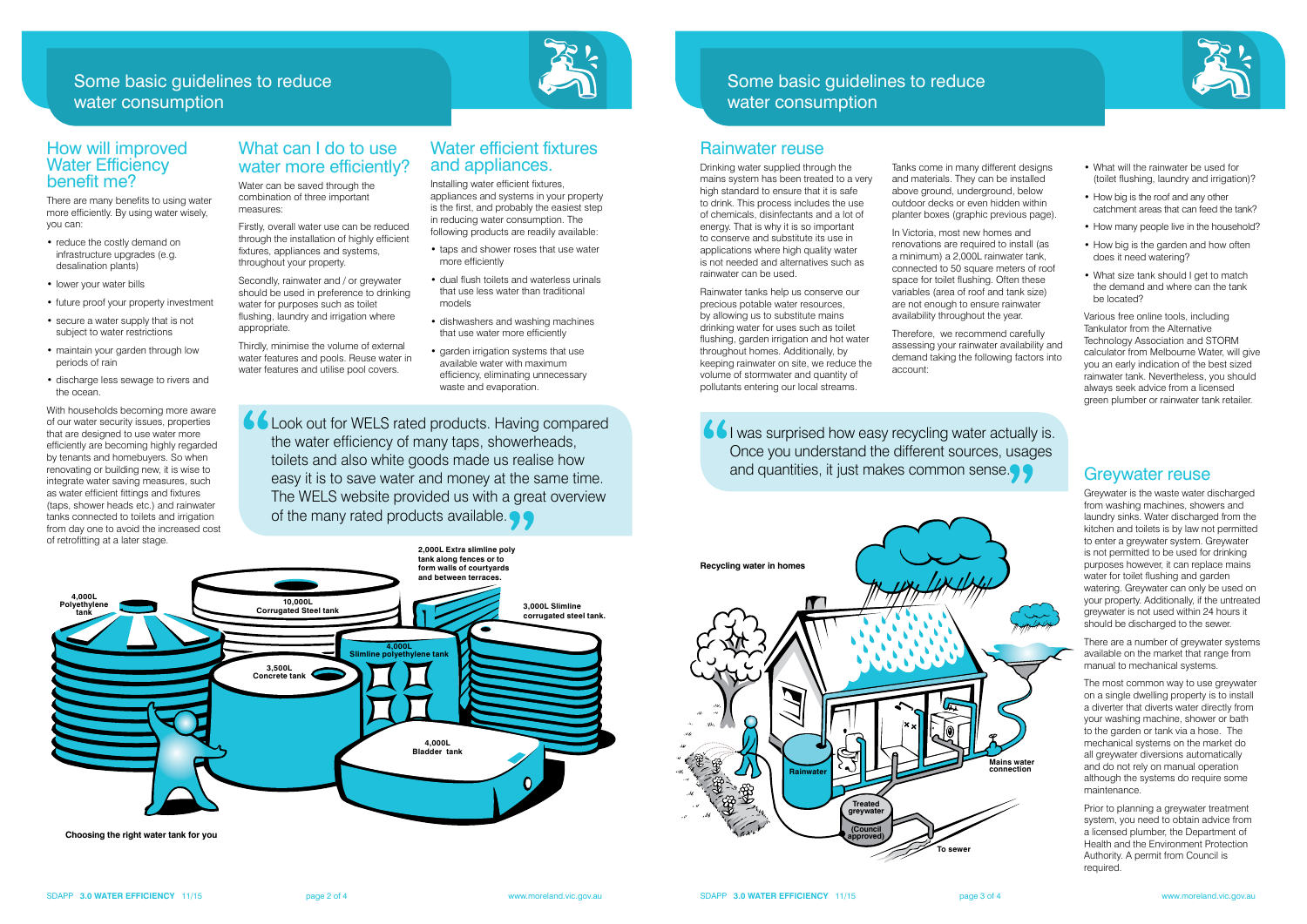## Some basic guidelines to reduce water consumption

### How will improved Water Efficiency benefit me?

There are many benefits to using water more efficiently. By using water wisely, you can:

- reduce the costly demand on infrastructure upgrades (e.g. desalination plants)
- lower your water bills
- future proof your property investment
- secure a water supply that is not subject to water restrictions
- maintain your garden through low periods of rain
- discharge less sewage to rivers and the ocean.

With households becoming more aware of our water security issues, properties that are designed to use water more efficiently are becoming highly regarded by tenants and homebuyers. So when renovating or building new, it is wise to integrate water saving measures, such as water efficient fittings and fixtures (taps, shower heads etc.) and rainwater tanks connected to toilets and irrigation from day one to avoid the increased cost of retrofitting at a later stage.

### What can I do to use water more efficiently?

Water can be saved through the combination of three important measures:

Firstly, overall water use can be reduced through the installation of highly efficient fixtures, appliances and systems, throughout your property.

Secondly, rainwater and / or greywater should be used in preference to drinking water for purposes such as toilet flushing, laundry and irrigation where appropriate.

Thirdly, minimise the volume of external water features and pools. Reuse water in water features and utilise pool covers.

### Water efficient fixtures and appliances.

Installing water efficient fixtures, appliances and systems in your property is the first, and probably the easiest step in reducing water consumption. The following products are readily available:

- taps and shower roses that use water more efficiently
- dual flush toilets and waterless urinals that use less water than traditional models
- dishwashers and washing machines that use water more efficiently
- garden irrigation systems that use available water with maximum efficiency, eliminating unnecessary waste and evaporation.

> "Look out for WELS rated products. Having compared the water efficiency of many taps, showerheads, toilets and also white goods made us realise how easy it is to save water and money at the same time. The WELS website provided us with a great overview of the many rated products available."

4,000L Polyethylene tank

10,000L Corrugated Steel tank

2,000L Extra slimline poly tank along fences or to form walls of courtyards and between terraces.

3,000L Slimline corrugated steel tank.

4,000L Slimline polyethylene tank

3,500L Concrete tank

4,000L Bladder tank

Choosing the right water tank for you

## Some basic guidelines to reduce water consumption

### Rainwater reuse

Drinking water supplied through the mains system has been treated to a very high standard to ensure that it is safe to drink. This process includes the use of chemicals, disinfectants and a lot of energy. That is why it is so important to conserve and substitute its use in applications where high quality water is not needed and alternatives such as rainwater can be used.

Rainwater tanks help us conserve our precious potable water resources, by allowing us to substitute mains drinking water for uses such as toilet flushing, garden irrigation and hot water throughout homes. Additionally, by keeping rainwater on site, we reduce the volume of stormwater and quantity of pollutants entering our local streams.

Tanks come in many different designs and materials. They can be installed above ground, underground, below outdoor decks or even hidden within planter boxes (graphic previous page).

In Victoria, most new homes and renovations are required to install (as a minimum) a 2,000L rainwater tank, connected to 50 square meters of roof space for toilet flushing. Often these variables (area of roof and tank size) are not enough to ensure rainwater availability throughout the year.

Therefore, we recommend carefully assessing your rainwater availability and demand taking the following factors into account:

- What will the rainwater be used for (toilet flushing, laundry and irrigation)?
- How big is the roof and any other catchment areas that can feed the tank?
- How many people live in the household?
- How big is the garden and how often does it need watering?
- What size tank should I get to match the demand and where can the tank be located?

Various free online tools, including Tankulator from the Alternative Technology Association and STORM calculator from Melbourne Water, will give you an early indication of the best sized rainwater tank. Nevertheless, you should always seek advice from a licensed green plumber or rainwater tank retailer.

> "I was surprised how easy recycling water actually is. Once you understand the different sources, usages and quantities, it just makes common sense."

Recycling water in homes

Rainwater

Mains water connection

Treated greywater (Council approved)

To sewer

### Greywater reuse

Greywater is the waste water discharged from washing machines, showers and laundry sinks. Water discharged from the kitchen and toilets is by law not permitted to enter a greywater system. Greywater is not permitted to be used for drinking purposes however, it can replace mains water for toilet flushing and garden watering. Greywater can only be used on your property. Additionally, if the untreated greywater is not used within 24 hours it should be discharged to the sewer.

There are a number of greywater systems available on the market that range from manual to mechanical systems.

The most common way to use greywater on a single dwelling property is to install a diverter that diverts water directly from your washing machine, shower or bath to the garden or tank via a hose. The mechanical systems on the market do all greywater diversions automatically and do not rely on manual operation although the systems do require some maintenance.

Prior to planning a greywater treatment system, you need to obtain advice from a licensed plumber, the Department of Health and the Environment Protection Authority. A permit from Council is required.